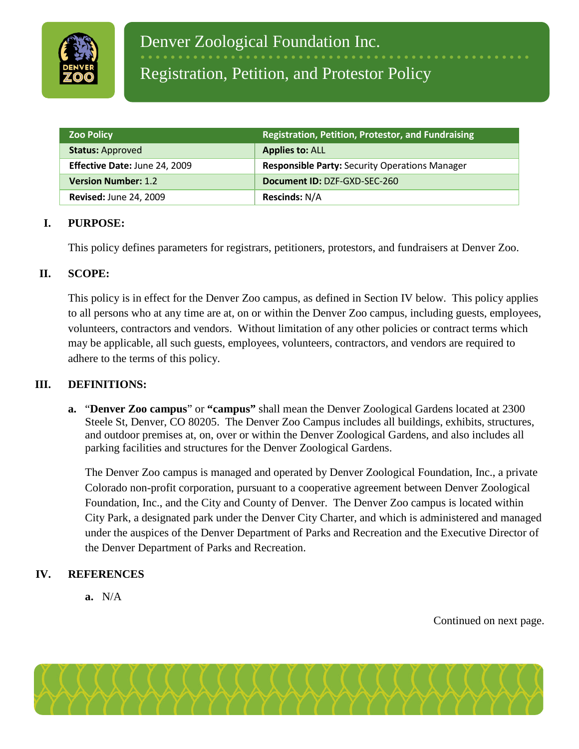# Denver Zoological Foundation Inc.

## Registration, Petition, and Protestor Policy

| Zoo Policy | Registration, Petition, Protestor, and Fundraising |
|---|---|
| **Status:** Approved | **Applies to:** ALL |
| **Effective Date:** June 24, 2009 | **Responsible Party:** Security Operations Manager |
| **Version Number:** 1.2 | **Document ID:** DZF-GXD-SEC-260 |
| **Revised:** June 24, 2009 | **Rescinds:** N/A |

**I. PURPOSE:**

This policy defines parameters for registrars, petitioners, protestors, and fundraisers at Denver Zoo.

**II. SCOPE:**

This policy is in effect for the Denver Zoo campus, as defined in Section IV below. This policy applies to all persons who at any time are at, on or within the Denver Zoo campus, including guests, employees, volunteers, contractors and vendors. Without limitation of any other policies or contract terms which may be applicable, all such guests, employees, volunteers, contractors, and vendors are required to adhere to the terms of this policy.

**III. DEFINITIONS:**

**a.** "**Denver Zoo campus**" or **"campus"** shall mean the Denver Zoological Gardens located at 2300 Steele St, Denver, CO 80205. The Denver Zoo Campus includes all buildings, exhibits, structures, and outdoor premises at, on, over or within the Denver Zoological Gardens, and also includes all parking facilities and structures for the Denver Zoological Gardens.

The Denver Zoo campus is managed and operated by Denver Zoological Foundation, Inc., a private Colorado non-profit corporation, pursuant to a cooperative agreement between Denver Zoological Foundation, Inc., and the City and County of Denver. The Denver Zoo campus is located within City Park, a designated park under the Denver City Charter, and which is administered and managed under the auspices of the Denver Department of Parks and Recreation and the Executive Director of the Denver Department of Parks and Recreation.

**IV. REFERENCES**

**a.** N/A

Continued on next page.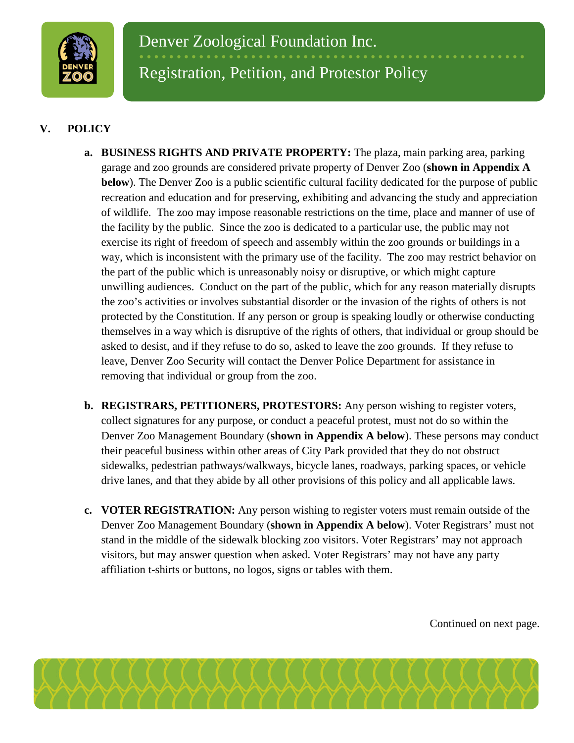## V. POLICY

a. **BUSINESS RIGHTS AND PRIVATE PROPERTY:** The plaza, main parking area, parking garage and zoo grounds are considered private property of Denver Zoo (**shown in Appendix A below**). The Denver Zoo is a public scientific cultural facility dedicated for the purpose of public recreation and education and for preserving, exhibiting and advancing the study and appreciation of wildlife. The zoo may impose reasonable restrictions on the time, place and manner of use of the facility by the public. Since the zoo is dedicated to a particular use, the public may not exercise its right of freedom of speech and assembly within the zoo grounds or buildings in a way, which is inconsistent with the primary use of the facility. The zoo may restrict behavior on the part of the public which is unreasonably noisy or disruptive, or which might capture unwilling audiences. Conduct on the part of the public, which for any reason materially disrupts the zoo's activities or involves substantial disorder or the invasion of the rights of others is not protected by the Constitution. If any person or group is speaking loudly or otherwise conducting themselves in a way which is disruptive of the rights of others, that individual or group should be asked to desist, and if they refuse to do so, asked to leave the zoo grounds. If they refuse to leave, Denver Zoo Security will contact the Denver Police Department for assistance in removing that individual or group from the zoo.

b. **REGISTRARS, PETITIONERS, PROTESTORS:** Any person wishing to register voters, collect signatures for any purpose, or conduct a peaceful protest, must not do so within the Denver Zoo Management Boundary (**shown in Appendix A below**). These persons may conduct their peaceful business within other areas of City Park provided that they do not obstruct sidewalks, pedestrian pathways/walkways, bicycle lanes, roadways, parking spaces, or vehicle drive lanes, and that they abide by all other provisions of this policy and all applicable laws.

c. **VOTER REGISTRATION:** Any person wishing to register voters must remain outside of the Denver Zoo Management Boundary (**shown in Appendix A below**). Voter Registrars' must not stand in the middle of the sidewalk blocking zoo visitors. Voter Registrars' may not approach visitors, but may answer question when asked. Voter Registrars' may not have any party affiliation t-shirts or buttons, no logos, signs or tables with them.

Continued on next page.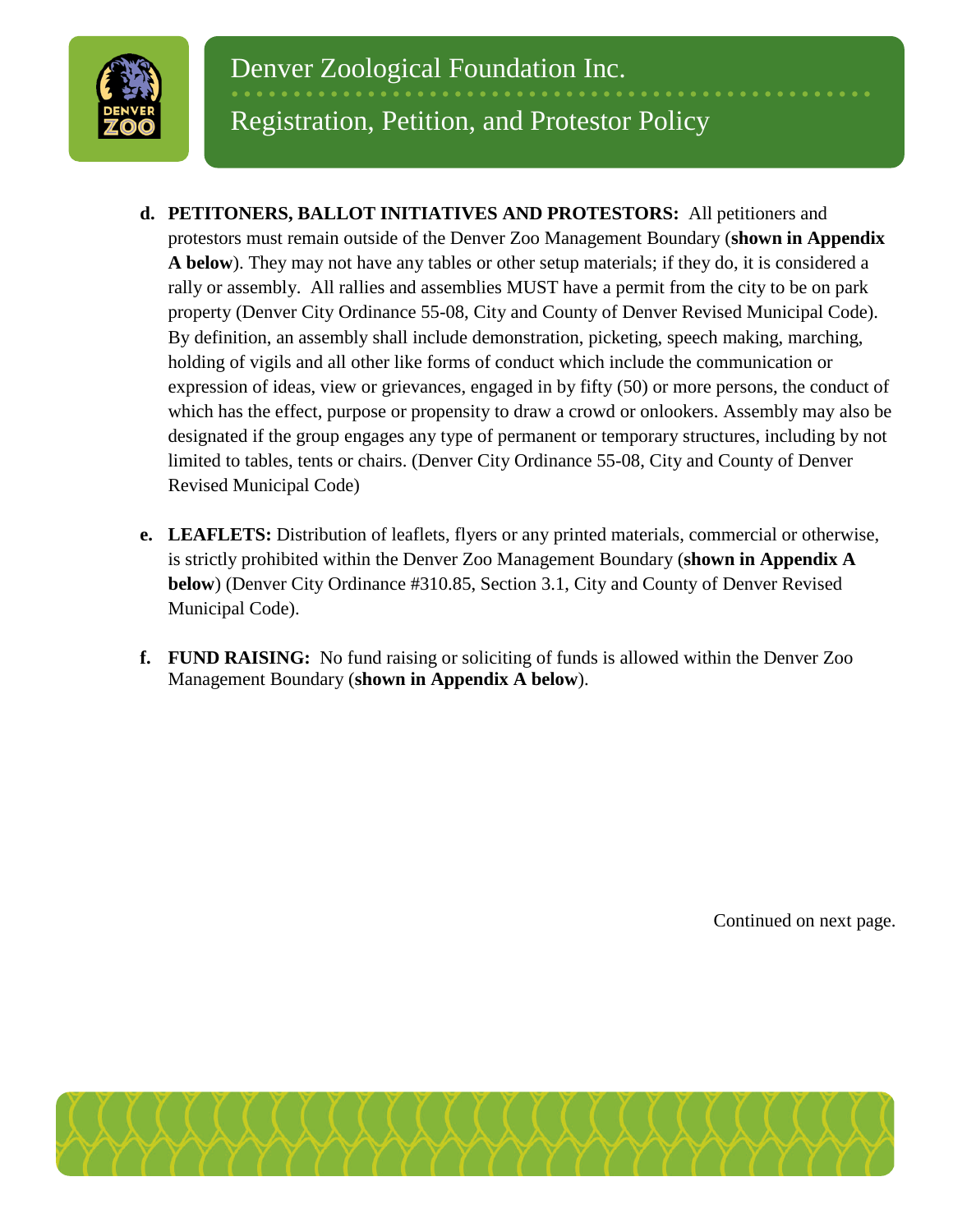**d. PETITIONERS, BALLOT INITIATIVES AND PROTESTORS:** All petitioners and protestors must remain outside of the Denver Zoo Management Boundary (**shown in Appendix A below**). They may not have any tables or other setup materials; if they do, it is considered a rally or assembly. All rallies and assemblies MUST have a permit from the city to be on park property (Denver City Ordinance 55-08, City and County of Denver Revised Municipal Code). By definition, an assembly shall include demonstration, picketing, speech making, marching, holding of vigils and all other like forms of conduct which include the communication or expression of ideas, view or grievances, engaged in by fifty (50) or more persons, the conduct of which has the effect, purpose or propensity to draw a crowd or onlookers. Assembly may also be designated if the group engages any type of permanent or temporary structures, including by not limited to tables, tents or chairs. (Denver City Ordinance 55-08, City and County of Denver Revised Municipal Code)

**e. LEAFLETS:** Distribution of leaflets, flyers or any printed materials, commercial or otherwise, is strictly prohibited within the Denver Zoo Management Boundary (**shown in Appendix A below**) (Denver City Ordinance #310.85, Section 3.1, City and County of Denver Revised Municipal Code).

**f. FUND RAISING:** No fund raising or soliciting of funds is allowed within the Denver Zoo Management Boundary (**shown in Appendix A below**).

Continued on next page.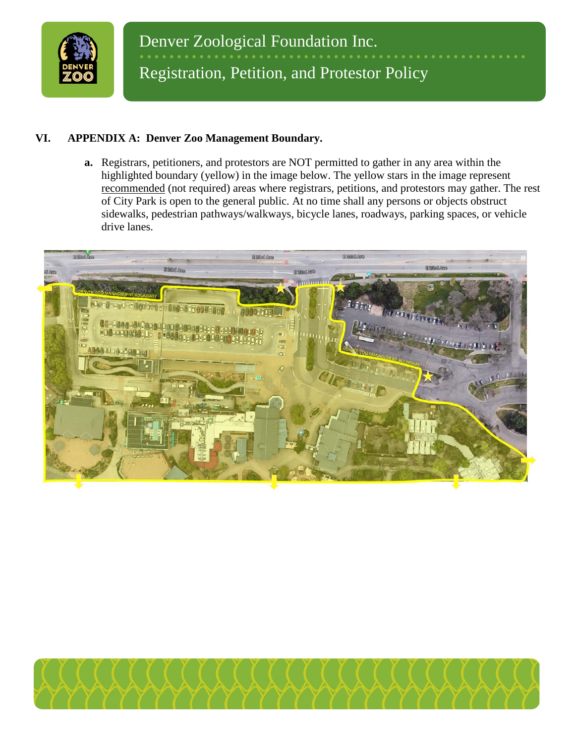## VI. APPENDIX A: Denver Zoo Management Boundary.

**a.** Registrars, petitioners, and protestors are NOT permitted to gather in any area within the highlighted boundary (yellow) in the image below. The yellow stars in the image represent recommended (not required) areas where registrars, petitions, and protestors may gather. The rest of City Park is open to the general public. At no time shall any persons or objects obstruct sidewalks, pedestrian pathways/walkways, bicycle lanes, roadways, parking spaces, or vehicle drive lanes.

E 23rd Ave

E 23rd Ave

E 23rd Ave

E 23rd Ave

E 23rd Ave

E 23rd Ave

DENVER ZOO MANAGEMENT BOUNDARY

DENVER ZOO MANAGEMENT BOUNDARY